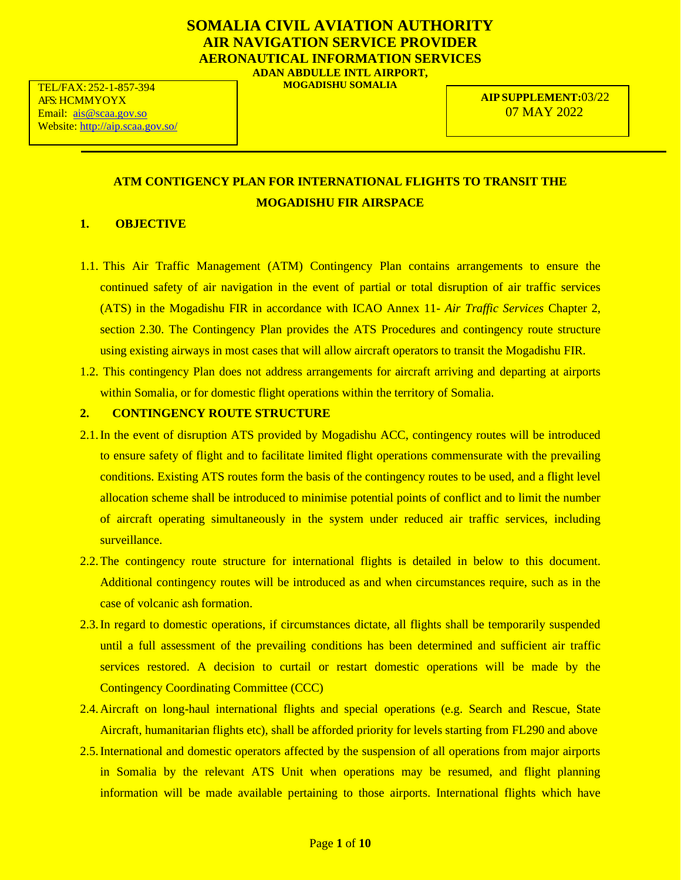# SOMALIA CIVIL AVIATION AUTHORITY
## AIR NAVIGATION SERVICE PROVIDER
## AERONAUTICAL INFORMATION SERVICES

**ADAN ABDULLE INTL AIRPORT,**
**MOGADISHU SOMALIA**

TEL/FAX: 252-1-857-394
AFS: HCMMYOYX
Email: ais@scaa.gov.so
Website: http://aip.scaa.gov.so/

**AIP SUPPLEMENT:** 03/22
07 MAY 2022

### ATM CONTIGENCY PLAN FOR INTERNATIONAL FLIGHTS TO TRANSIT THE MOGADISHU FIR AIRSPACE

**1. OBJECTIVE**

1.1. This Air Traffic Management (ATM) Contingency Plan contains arrangements to ensure the continued safety of air navigation in the event of partial or total disruption of air traffic services (ATS) in the Mogadishu FIR in accordance with ICAO Annex 11- *Air Traffic Services* Chapter 2, section 2.30. The Contingency Plan provides the ATS Procedures and contingency route structure using existing airways in most cases that will allow aircraft operators to transit the Mogadishu FIR.

1.2. This contingency Plan does not address arrangements for aircraft arriving and departing at airports within Somalia, or for domestic flight operations within the territory of Somalia.

**2. CONTINGENCY ROUTE STRUCTURE**

2.1. In the event of disruption ATS provided by Mogadishu ACC, contingency routes will be introduced to ensure safety of flight and to facilitate limited flight operations commensurate with the prevailing conditions. Existing ATS routes form the basis of the contingency routes to be used, and a flight level allocation scheme shall be introduced to minimise potential points of conflict and to limit the number of aircraft operating simultaneously in the system under reduced air traffic services, including surveillance.

2.2. The contingency route structure for international flights is detailed in below to this document. Additional contingency routes will be introduced as and when circumstances require, such as in the case of volcanic ash formation.

2.3. In regard to domestic operations, if circumstances dictate, all flights shall be temporarily suspended until a full assessment of the prevailing conditions has been determined and sufficient air traffic services restored. A decision to curtail or restart domestic operations will be made by the Contingency Coordinating Committee (CCC)

2.4. Aircraft on long-haul international flights and special operations (e.g. Search and Rescue, State Aircraft, humanitarian flights etc), shall be afforded priority for levels starting from FL290 and above

2.5. International and domestic operators affected by the suspension of all operations from major airports in Somalia by the relevant ATS Unit when operations may be resumed, and flight planning information will be made available pertaining to those airports. International flights which have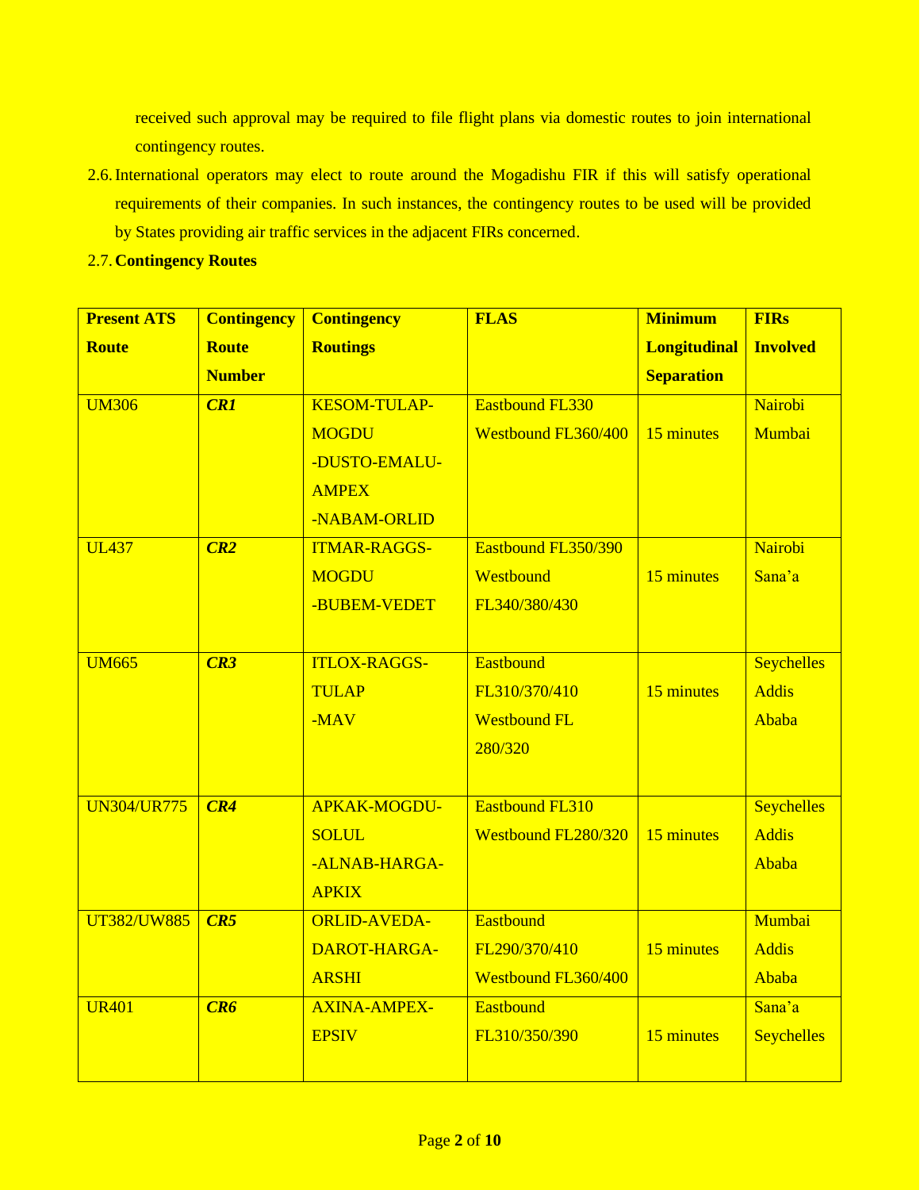received such approval may be required to file flight plans via domestic routes to join international contingency routes.

2.6. International operators may elect to route around the Mogadishu FIR if this will satisfy operational requirements of their companies. In such instances, the contingency routes to be used will be provided by States providing air traffic services in the adjacent FIRs concerned.

2.7. **Contingency Routes**

| **Present ATS Route** | **Contingency Route Number** | **Contingency Routings** | **FLAS** | **Minimum Longitudinal Separation** | **FIRs Involved** |
|---|---|---|---|---|---|
| UM306 | ***CR1*** | KESOM-TULAP-MOGDU -DUSTO-EMALU-AMPEX -NABAM-ORLID | Eastbound FL330 Westbound FL360/400 | 15 minutes | Nairobi Mumbai |
| UL437 | ***CR2*** | ITMAR-RAGGS-MOGDU -BUBEM-VEDET | Eastbound FL350/390 Westbound FL340/380/430 | 15 minutes | Nairobi Sana'a |
| UM665 | ***CR3*** | ITLOX-RAGGS-TULAP -MAV | Eastbound FL310/370/410 Westbound FL 280/320 | 15 minutes | Seychelles Addis Ababa |
| UN304/UR775 | ***CR4*** | APKAK-MOGDU-SOLUL -ALNAB-HARGA-APKIX | Eastbound FL310 Westbound FL280/320 | 15 minutes | Seychelles Addis Ababa |
| UT382/UW885 | ***CR5*** | ORLID-AVEDA-DAROT-HARGA-ARSHI | Eastbound FL290/370/410 Westbound FL360/400 | 15 minutes | Mumbai Addis Ababa |
| UR401 | ***CR6*** | AXINA-AMPEX-EPSIV | Eastbound FL310/350/390 | 15 minutes | Sana'a Seychelles |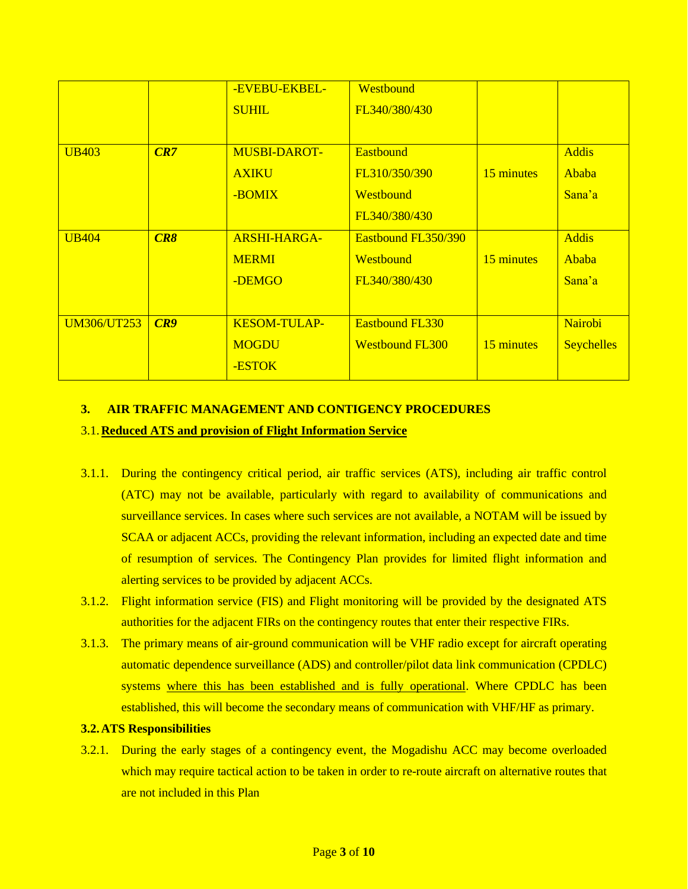| | | -EVEBU-EKBEL-SUHIL | Westbound FL340/380/430 | | |
|---|---|---|---|---|---|
| UB403 | ***CR7*** | MUSBI-DAROT-AXIKU -BOMIX | Eastbound FL310/350/390 Westbound FL340/380/430 | 15 minutes | Addis Ababa Sana'a |
| UB404 | ***CR8*** | ARSHI-HARGA-MERMI -DEMGO | Eastbound FL350/390 Westbound FL340/380/430 | 15 minutes | Addis Ababa Sana'a |
| UM306/UT253 | ***CR9*** | KESOM-TULAP-MOGDU -ESTOK | Eastbound FL330 Westbound FL300 | 15 minutes | Nairobi Seychelles |

## 3. AIR TRAFFIC MANAGEMENT AND CONTIGENCY PROCEDURES

### 3.1. Reduced ATS and provision of Flight Information Service

3.1.1. During the contingency critical period, air traffic services (ATS), including air traffic control (ATC) may not be available, particularly with regard to availability of communications and surveillance services. In cases where such services are not available, a NOTAM will be issued by SCAA or adjacent ACCs, providing the relevant information, including an expected date and time of resumption of services. The Contingency Plan provides for limited flight information and alerting services to be provided by adjacent ACCs.

3.1.2. Flight information service (FIS) and Flight monitoring will be provided by the designated ATS authorities for the adjacent FIRs on the contingency routes that enter their respective FIRs.

3.1.3. The primary means of air-ground communication will be VHF radio except for aircraft operating automatic dependence surveillance (ADS) and controller/pilot data link communication (CPDLC) systems where this has been established and is fully operational. Where CPDLC has been established, this will become the secondary means of communication with VHF/HF as primary.

### 3.2. ATS Responsibilities

3.2.1. During the early stages of a contingency event, the Mogadishu ACC may become overloaded which may require tactical action to be taken in order to re-route aircraft on alternative routes that are not included in this Plan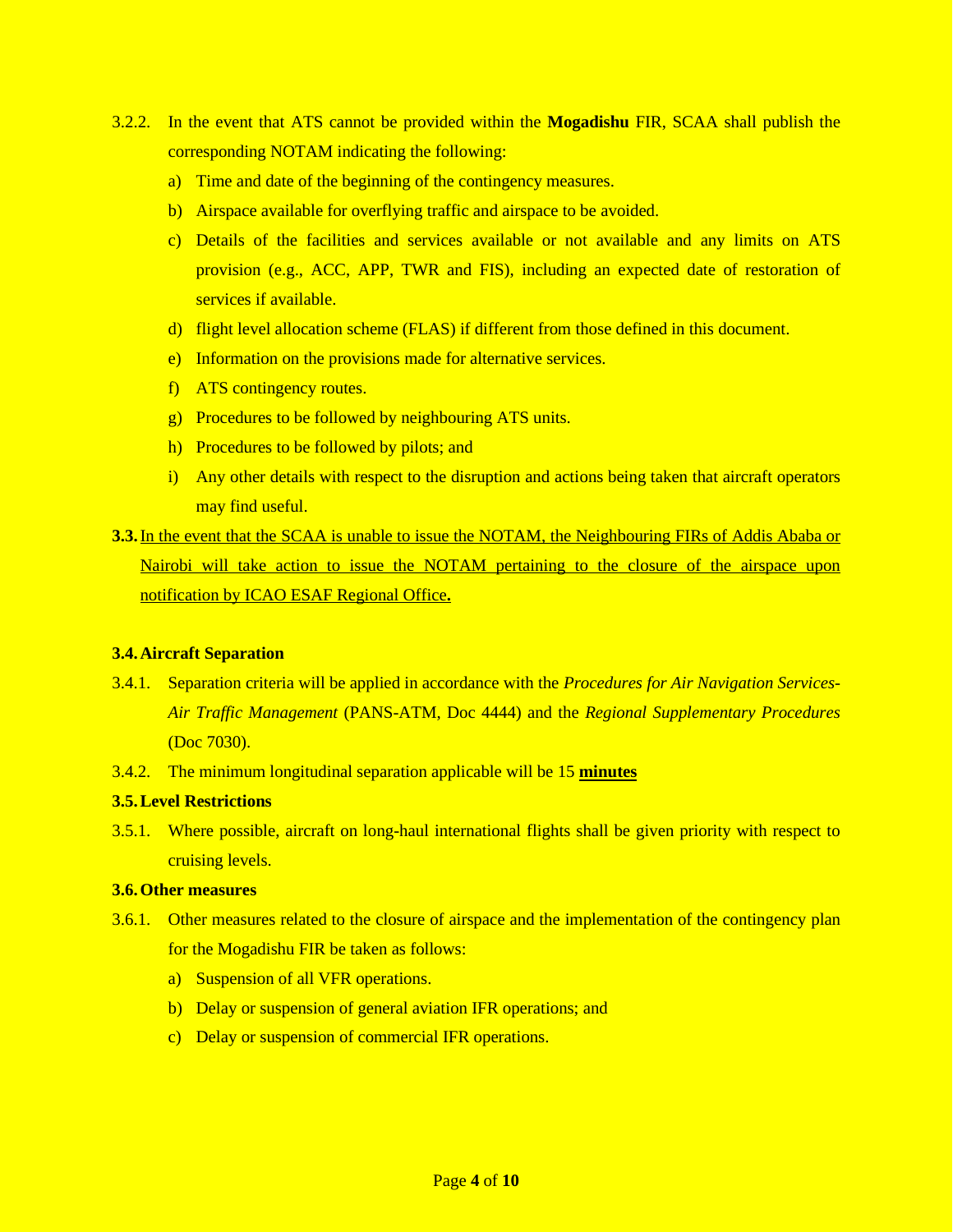3.2.2. In the event that ATS cannot be provided within the **Mogadishu** FIR, SCAA shall publish the corresponding NOTAM indicating the following:

a) Time and date of the beginning of the contingency measures.
b) Airspace available for overflying traffic and airspace to be avoided.
c) Details of the facilities and services available or not available and any limits on ATS provision (e.g., ACC, APP, TWR and FIS), including an expected date of restoration of services if available.
d) flight level allocation scheme (FLAS) if different from those defined in this document.
e) Information on the provisions made for alternative services.
f) ATS contingency routes.
g) Procedures to be followed by neighbouring ATS units.
h) Procedures to be followed by pilots; and
i) Any other details with respect to the disruption and actions being taken that aircraft operators may find useful.

**3.3.** <u>In the event that the SCAA is unable to issue the NOTAM, the Neighbouring FIRs of Addis Ababa or Nairobi will take action to issue the NOTAM pertaining to the closure of the airspace upon notification by ICAO ESAF Regional Office</u>**.**

**3.4. Aircraft Separation**

3.4.1. Separation criteria will be applied in accordance with the *Procedures for Air Navigation Services-Air Traffic Management* (PANS-ATM, Doc 4444) and the *Regional Supplementary Procedures* (Doc 7030).

3.4.2. The minimum longitudinal separation applicable will be 15 **<u>minutes</u>**

**3.5. Level Restrictions**

3.5.1. Where possible, aircraft on long-haul international flights shall be given priority with respect to cruising levels.

**3.6. Other measures**

3.6.1. Other measures related to the closure of airspace and the implementation of the contingency plan for the Mogadishu FIR be taken as follows:

a) Suspension of all VFR operations.
b) Delay or suspension of general aviation IFR operations; and
c) Delay or suspension of commercial IFR operations.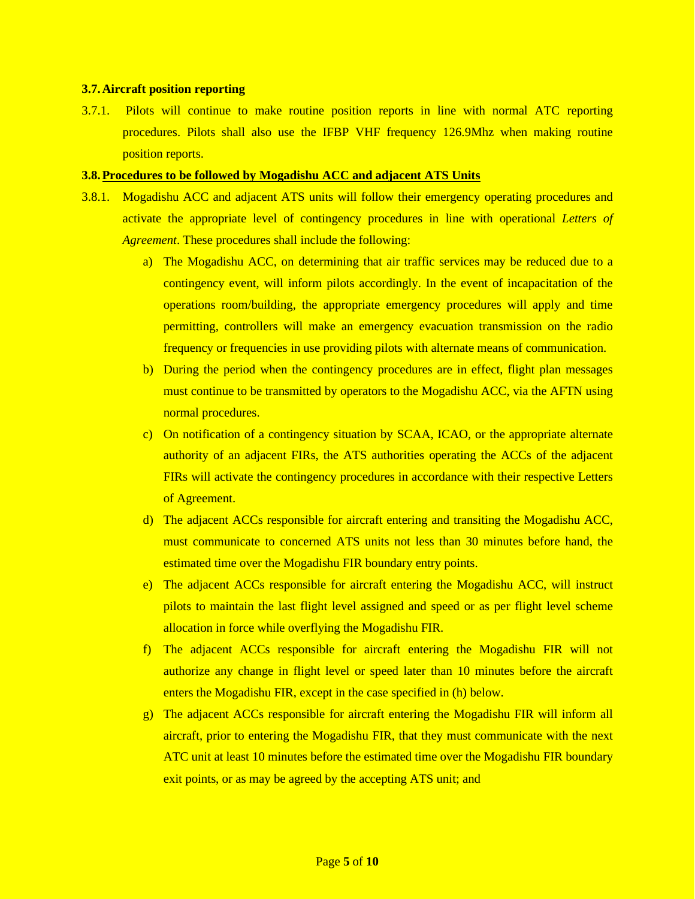### 3.7. Aircraft position reporting

3.7.1. Pilots will continue to make routine position reports in line with normal ATC reporting procedures. Pilots shall also use the IFBP VHF frequency 126.9Mhz when making routine position reports.

### 3.8. <u>Procedures to be followed by Mogadishu ACC and adjacent ATS Units</u>

3.8.1. Mogadishu ACC and adjacent ATS units will follow their emergency operating procedures and activate the appropriate level of contingency procedures in line with operational *Letters of Agreement*. These procedures shall include the following:

a) The Mogadishu ACC, on determining that air traffic services may be reduced due to a contingency event, will inform pilots accordingly. In the event of incapacitation of the operations room/building, the appropriate emergency procedures will apply and time permitting, controllers will make an emergency evacuation transmission on the radio frequency or frequencies in use providing pilots with alternate means of communication.

b) During the period when the contingency procedures are in effect, flight plan messages must continue to be transmitted by operators to the Mogadishu ACC, via the AFTN using normal procedures.

c) On notification of a contingency situation by SCAA, ICAO, or the appropriate alternate authority of an adjacent FIRs, the ATS authorities operating the ACCs of the adjacent FIRs will activate the contingency procedures in accordance with their respective Letters of Agreement.

d) The adjacent ACCs responsible for aircraft entering and transiting the Mogadishu ACC, must communicate to concerned ATS units not less than 30 minutes before hand, the estimated time over the Mogadishu FIR boundary entry points.

e) The adjacent ACCs responsible for aircraft entering the Mogadishu ACC, will instruct pilots to maintain the last flight level assigned and speed or as per flight level scheme allocation in force while overflying the Mogadishu FIR.

f) The adjacent ACCs responsible for aircraft entering the Mogadishu FIR will not authorize any change in flight level or speed later than 10 minutes before the aircraft enters the Mogadishu FIR, except in the case specified in (h) below.

g) The adjacent ACCs responsible for aircraft entering the Mogadishu FIR will inform all aircraft, prior to entering the Mogadishu FIR, that they must communicate with the next ATC unit at least 10 minutes before the estimated time over the Mogadishu FIR boundary exit points, or as may be agreed by the accepting ATS unit; and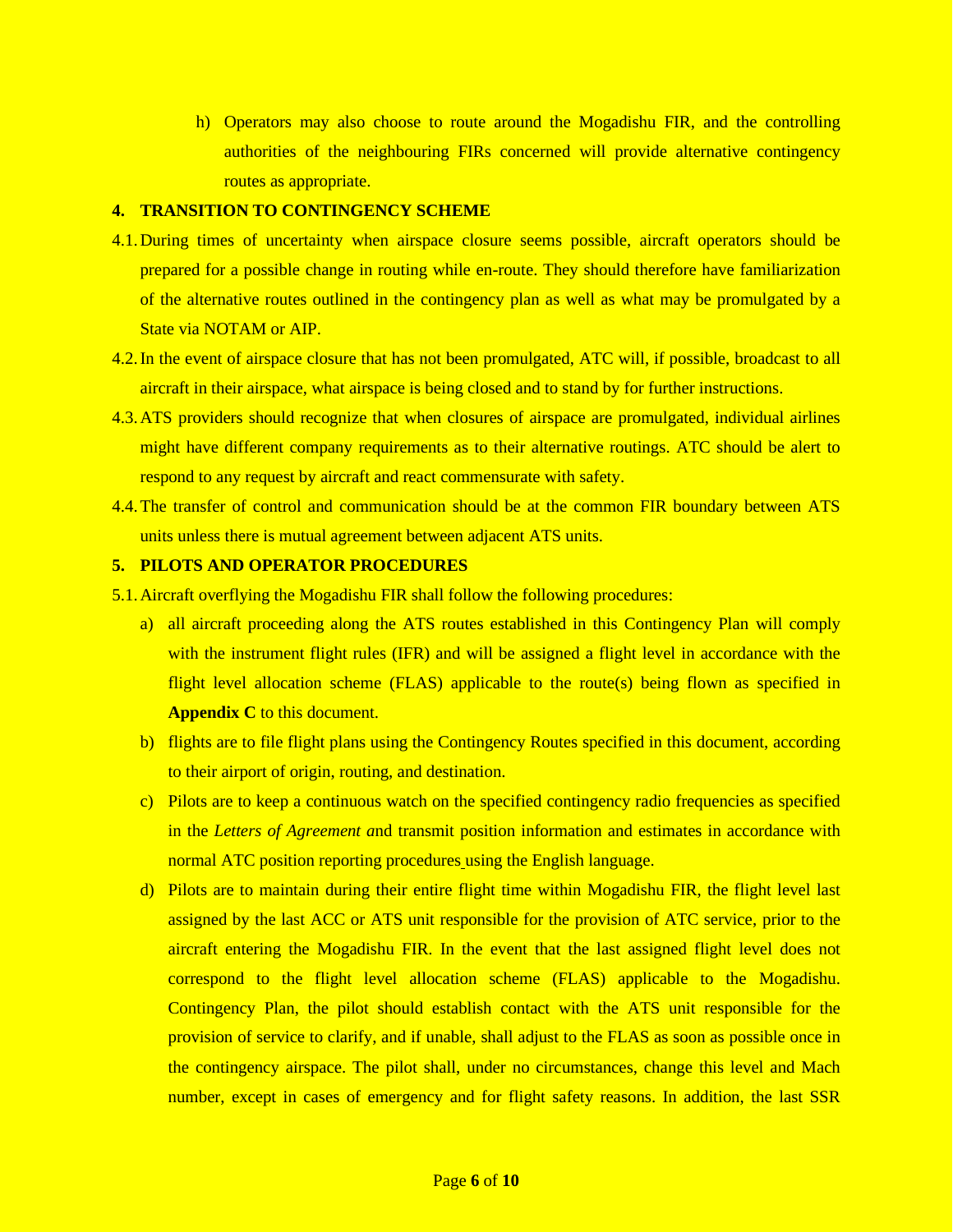h) Operators may also choose to route around the Mogadishu FIR, and the controlling authorities of the neighbouring FIRs concerned will provide alternative contingency routes as appropriate.

## 4. TRANSITION TO CONTINGENCY SCHEME

4.1. During times of uncertainty when airspace closure seems possible, aircraft operators should be prepared for a possible change in routing while en-route. They should therefore have familiarization of the alternative routes outlined in the contingency plan as well as what may be promulgated by a State via NOTAM or AIP.

4.2. In the event of airspace closure that has not been promulgated, ATC will, if possible, broadcast to all aircraft in their airspace, what airspace is being closed and to stand by for further instructions.

4.3. ATS providers should recognize that when closures of airspace are promulgated, individual airlines might have different company requirements as to their alternative routings. ATC should be alert to respond to any request by aircraft and react commensurate with safety.

4.4. The transfer of control and communication should be at the common FIR boundary between ATS units unless there is mutual agreement between adjacent ATS units.

## 5. PILOTS AND OPERATOR PROCEDURES

5.1. Aircraft overflying the Mogadishu FIR shall follow the following procedures:

a) all aircraft proceeding along the ATS routes established in this Contingency Plan will comply with the instrument flight rules (IFR) and will be assigned a flight level in accordance with the flight level allocation scheme (FLAS) applicable to the route(s) being flown as specified in **Appendix C** to this document.

b) flights are to file flight plans using the Contingency Routes specified in this document, according to their airport of origin, routing, and destination.

c) Pilots are to keep a continuous watch on the specified contingency radio frequencies as specified in the *Letters of Agreement a*nd transmit position information and estimates in accordance with normal ATC position reporting procedures using the English language.

d) Pilots are to maintain during their entire flight time within Mogadishu FIR, the flight level last assigned by the last ACC or ATS unit responsible for the provision of ATC service, prior to the aircraft entering the Mogadishu FIR. In the event that the last assigned flight level does not correspond to the flight level allocation scheme (FLAS) applicable to the Mogadishu. Contingency Plan, the pilot should establish contact with the ATS unit responsible for the provision of service to clarify, and if unable, shall adjust to the FLAS as soon as possible once in the contingency airspace. The pilot shall, under no circumstances, change this level and Mach number, except in cases of emergency and for flight safety reasons. In addition, the last SSR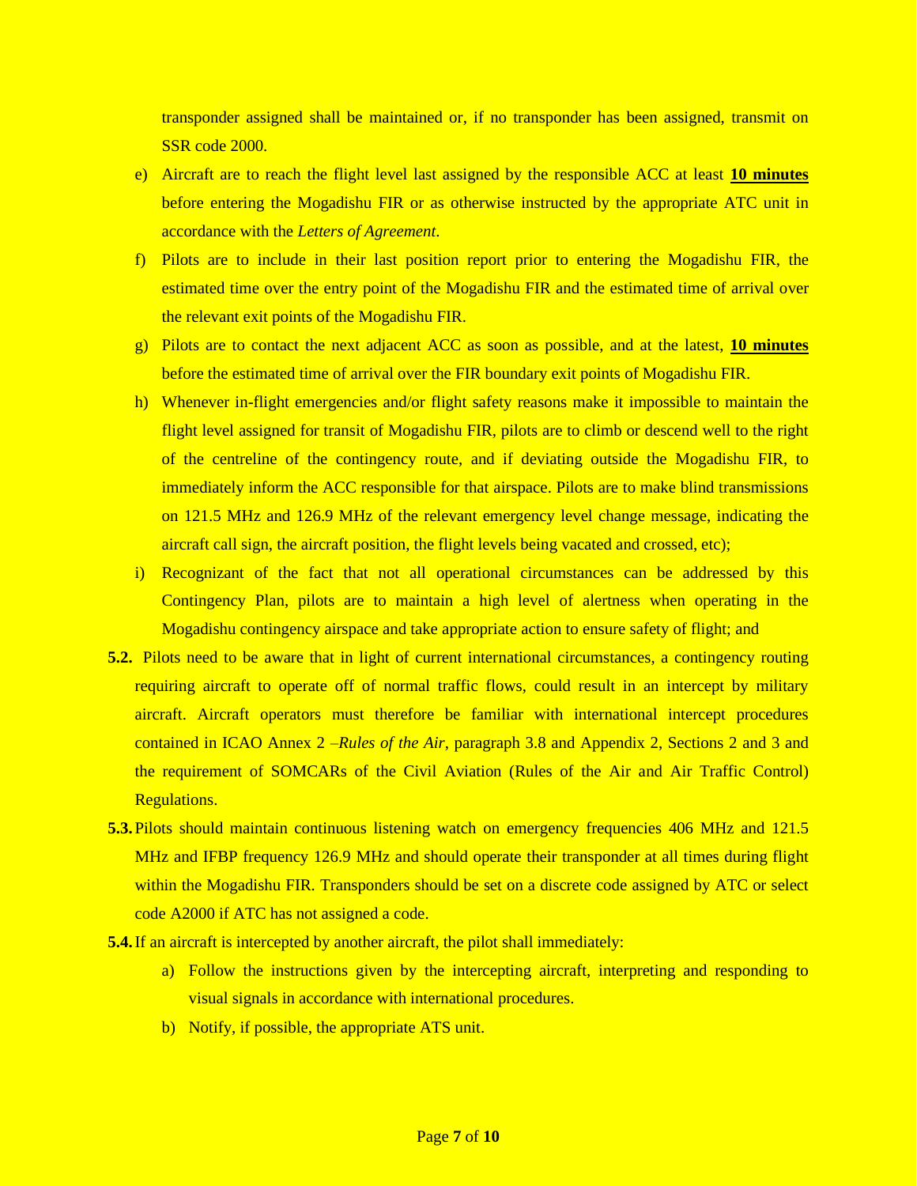transponder assigned shall be maintained or, if no transponder has been assigned, transmit on SSR code 2000.

e) Aircraft are to reach the flight level last assigned by the responsible ACC at least **10 minutes** before entering the Mogadishu FIR or as otherwise instructed by the appropriate ATC unit in accordance with the *Letters of Agreement*.

f) Pilots are to include in their last position report prior to entering the Mogadishu FIR, the estimated time over the entry point of the Mogadishu FIR and the estimated time of arrival over the relevant exit points of the Mogadishu FIR.

g) Pilots are to contact the next adjacent ACC as soon as possible, and at the latest, **10 minutes** before the estimated time of arrival over the FIR boundary exit points of Mogadishu FIR.

h) Whenever in-flight emergencies and/or flight safety reasons make it impossible to maintain the flight level assigned for transit of Mogadishu FIR, pilots are to climb or descend well to the right of the centreline of the contingency route, and if deviating outside the Mogadishu FIR, to immediately inform the ACC responsible for that airspace. Pilots are to make blind transmissions on 121.5 MHz and 126.9 MHz of the relevant emergency level change message, indicating the aircraft call sign, the aircraft position, the flight levels being vacated and crossed, etc);

i) Recognizant of the fact that not all operational circumstances can be addressed by this Contingency Plan, pilots are to maintain a high level of alertness when operating in the Mogadishu contingency airspace and take appropriate action to ensure safety of flight; and

**5.2.** Pilots need to be aware that in light of current international circumstances, a contingency routing requiring aircraft to operate off of normal traffic flows, could result in an intercept by military aircraft. Aircraft operators must therefore be familiar with international intercept procedures contained in ICAO Annex 2 –*Rules of the Air,* paragraph 3.8 and Appendix 2, Sections 2 and 3 and the requirement of SOMCARs of the Civil Aviation (Rules of the Air and Air Traffic Control) Regulations.

**5.3.** Pilots should maintain continuous listening watch on emergency frequencies 406 MHz and 121.5 MHz and IFBP frequency 126.9 MHz and should operate their transponder at all times during flight within the Mogadishu FIR. Transponders should be set on a discrete code assigned by ATC or select code A2000 if ATC has not assigned a code.

**5.4.** If an aircraft is intercepted by another aircraft, the pilot shall immediately:

a) Follow the instructions given by the intercepting aircraft, interpreting and responding to visual signals in accordance with international procedures.

b) Notify, if possible, the appropriate ATS unit.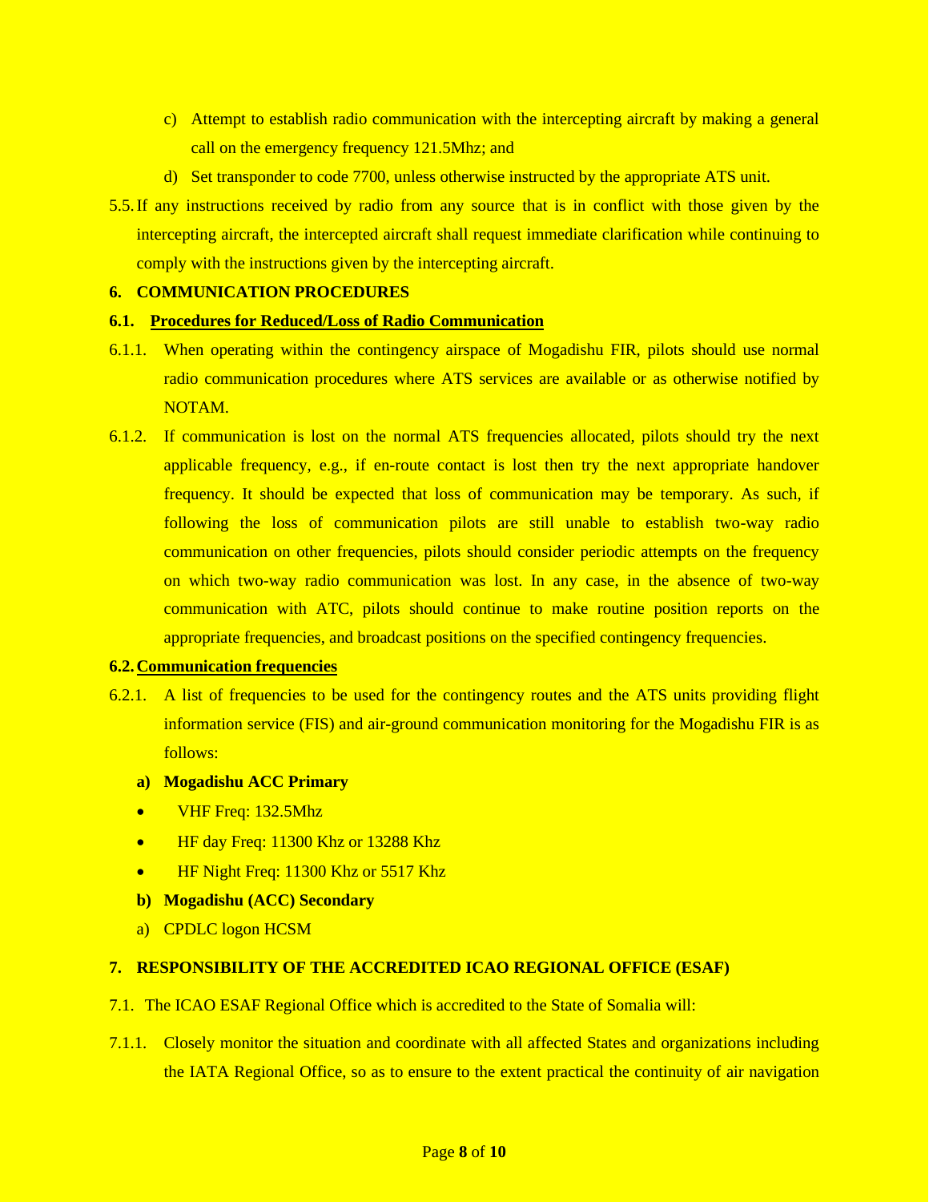c) Attempt to establish radio communication with the intercepting aircraft by making a general call on the emergency frequency 121.5Mhz; and

d) Set transponder to code 7700, unless otherwise instructed by the appropriate ATS unit.

5.5. If any instructions received by radio from any source that is in conflict with those given by the intercepting aircraft, the intercepted aircraft shall request immediate clarification while continuing to comply with the instructions given by the intercepting aircraft.

## 6. COMMUNICATION PROCEDURES

### 6.1. Procedures for Reduced/Loss of Radio Communication

6.1.1. When operating within the contingency airspace of Mogadishu FIR, pilots should use normal radio communication procedures where ATS services are available or as otherwise notified by NOTAM.

6.1.2. If communication is lost on the normal ATS frequencies allocated, pilots should try the next applicable frequency, e.g., if en-route contact is lost then try the next appropriate handover frequency. It should be expected that loss of communication may be temporary. As such, if following the loss of communication pilots are still unable to establish two-way radio communication on other frequencies, pilots should consider periodic attempts on the frequency on which two-way radio communication was lost. In any case, in the absence of two-way communication with ATC, pilots should continue to make routine position reports on the appropriate frequencies, and broadcast positions on the specified contingency frequencies.

### 6.2. Communication frequencies

6.2.1. A list of frequencies to be used for the contingency routes and the ATS units providing flight information service (FIS) and air-ground communication monitoring for the Mogadishu FIR is as follows:

**a) Mogadishu ACC Primary**

- VHF Freq: 132.5Mhz
- HF day Freq: 11300 Khz or 13288 Khz
- HF Night Freq: 11300 Khz or 5517 Khz

**b) Mogadishu (ACC) Secondary**

a) CPDLC logon HCSM

## 7. RESPONSIBILITY OF THE ACCREDITED ICAO REGIONAL OFFICE (ESAF)

7.1. The ICAO ESAF Regional Office which is accredited to the State of Somalia will:

7.1.1. Closely monitor the situation and coordinate with all affected States and organizations including the IATA Regional Office, so as to ensure to the extent practical the continuity of air navigation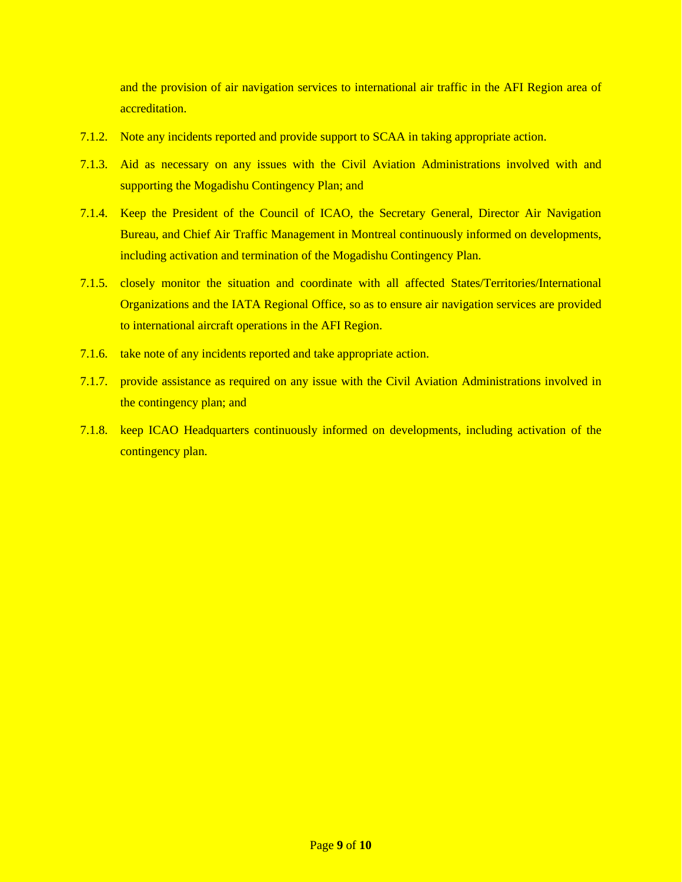and the provision of air navigation services to international air traffic in the AFI Region area of accreditation.

7.1.2. Note any incidents reported and provide support to SCAA in taking appropriate action.

7.1.3. Aid as necessary on any issues with the Civil Aviation Administrations involved with and supporting the Mogadishu Contingency Plan; and

7.1.4. Keep the President of the Council of ICAO, the Secretary General, Director Air Navigation Bureau, and Chief Air Traffic Management in Montreal continuously informed on developments, including activation and termination of the Mogadishu Contingency Plan.

7.1.5. closely monitor the situation and coordinate with all affected States/Territories/International Organizations and the IATA Regional Office, so as to ensure air navigation services are provided to international aircraft operations in the AFI Region.

7.1.6. take note of any incidents reported and take appropriate action.

7.1.7. provide assistance as required on any issue with the Civil Aviation Administrations involved in the contingency plan; and

7.1.8. keep ICAO Headquarters continuously informed on developments, including activation of the contingency plan.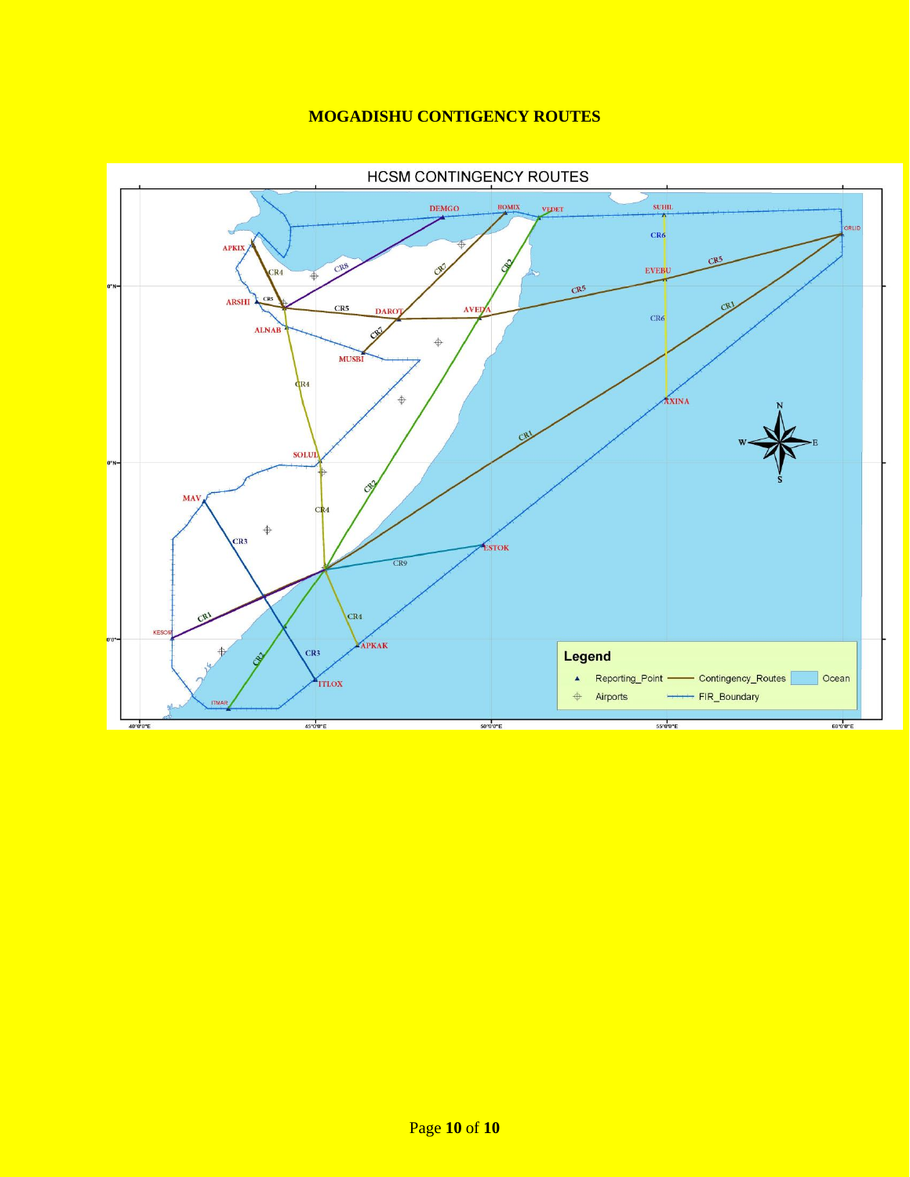**MOGADISHU CONTINGENCY ROUTES**

HCSM CONTINGENCY ROUTES

DEMGO
BOMIX
VEDET
SUHIL
ORLID
APKIX
CR4
CR8
CR7
CR2
CR6
CR5
EVEBU
ARSHI
CR5
CR5
DAROT
AVEDA
CR5
CR1
ALNAB
CR7
CR6
MUSBI
CR4
AXINA
CR1
SOLUD
CR2
MAV
CR4
CR3
ESTOK
CR9
CR1
CR4
KESOM
APKAK
CR3
CR2
ITLOX
ITMAR

Legend
Reporting_Point
Contingency_Routes
Ocean
Airports
FIR_Boundary

40°0'0"E
45°0'0"E
50°0'0"E
55°0'0"E
60°0'0"E